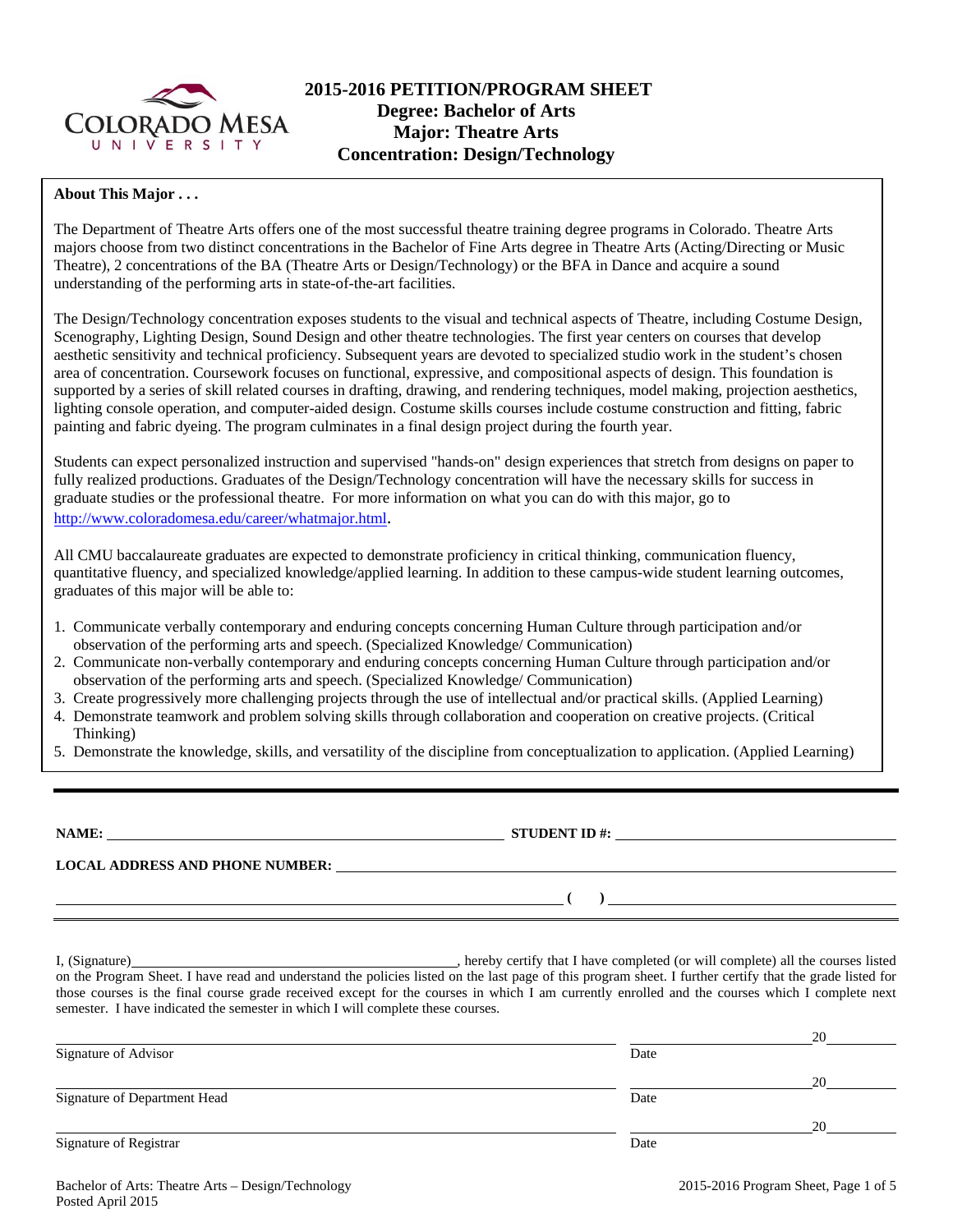# 2015-2016 PETITION/PROGRAM SHEET
## Degree: Bachelor of Arts
## Major: Theatre Arts
## Concentration: Design/Technology

**About This Major . . .**

The Department of Theatre Arts offers one of the most successful theatre training degree programs in Colorado. Theatre Arts majors choose from two distinct concentrations in the Bachelor of Fine Arts degree in Theatre Arts (Acting/Directing or Music Theatre), 2 concentrations of the BA (Theatre Arts or Design/Technology) or the BFA in Dance and acquire a sound understanding of the performing arts in state-of-the-art facilities.

The Design/Technology concentration exposes students to the visual and technical aspects of Theatre, including Costume Design, Scenography, Lighting Design, Sound Design and other theatre technologies. The first year centers on courses that develop aesthetic sensitivity and technical proficiency. Subsequent years are devoted to specialized studio work in the student's chosen area of concentration. Coursework focuses on functional, expressive, and compositional aspects of design. This foundation is supported by a series of skill related courses in drafting, drawing, and rendering techniques, model making, projection aesthetics, lighting console operation, and computer-aided design. Costume skills courses include costume construction and fitting, fabric painting and fabric dyeing. The program culminates in a final design project during the fourth year.

Students can expect personalized instruction and supervised "hands-on" design experiences that stretch from designs on paper to fully realized productions. Graduates of the Design/Technology concentration will have the necessary skills for success in graduate studies or the professional theatre. For more information on what you can do with this major, go to http://www.coloradomesa.edu/career/whatmajor.html.

All CMU baccalaureate graduates are expected to demonstrate proficiency in critical thinking, communication fluency, quantitative fluency, and specialized knowledge/applied learning. In addition to these campus-wide student learning outcomes, graduates of this major will be able to:

1. Communicate verbally contemporary and enduring concepts concerning Human Culture through participation and/or observation of the performing arts and speech. (Specialized Knowledge/ Communication)
2. Communicate non-verbally contemporary and enduring concepts concerning Human Culture through participation and/or observation of the performing arts and speech. (Specialized Knowledge/ Communication)
3. Create progressively more challenging projects through the use of intellectual and/or practical skills. (Applied Learning)
4. Demonstrate teamwork and problem solving skills through collaboration and cooperation on creative projects. (Critical Thinking)
5. Demonstrate the knowledge, skills, and versatility of the discipline from conceptualization to application. (Applied Learning)

---

**NAME:** ______________________________ **STUDENT ID #:** ______________________________

**LOCAL ADDRESS AND PHONE NUMBER:** ______________________________

______________________________ **(      )** ______________________________

I, (Signature)______________________________, hereby certify that I have completed (or will complete) all the courses listed on the Program Sheet. I have read and understand the policies listed on the last page of this program sheet. I further certify that the grade listed for those courses is the final course grade received except for the courses in which I am currently enrolled and the courses which I complete next semester. I have indicated the semester in which I will complete these courses.

______________________________ ______________20______
Signature of Advisor Date

______________________________ ______________20______
Signature of Department Head Date

______________________________ ______________20______
Signature of Registrar Date

Bachelor of Arts: Theatre Arts – Design/Technology
Posted April 2015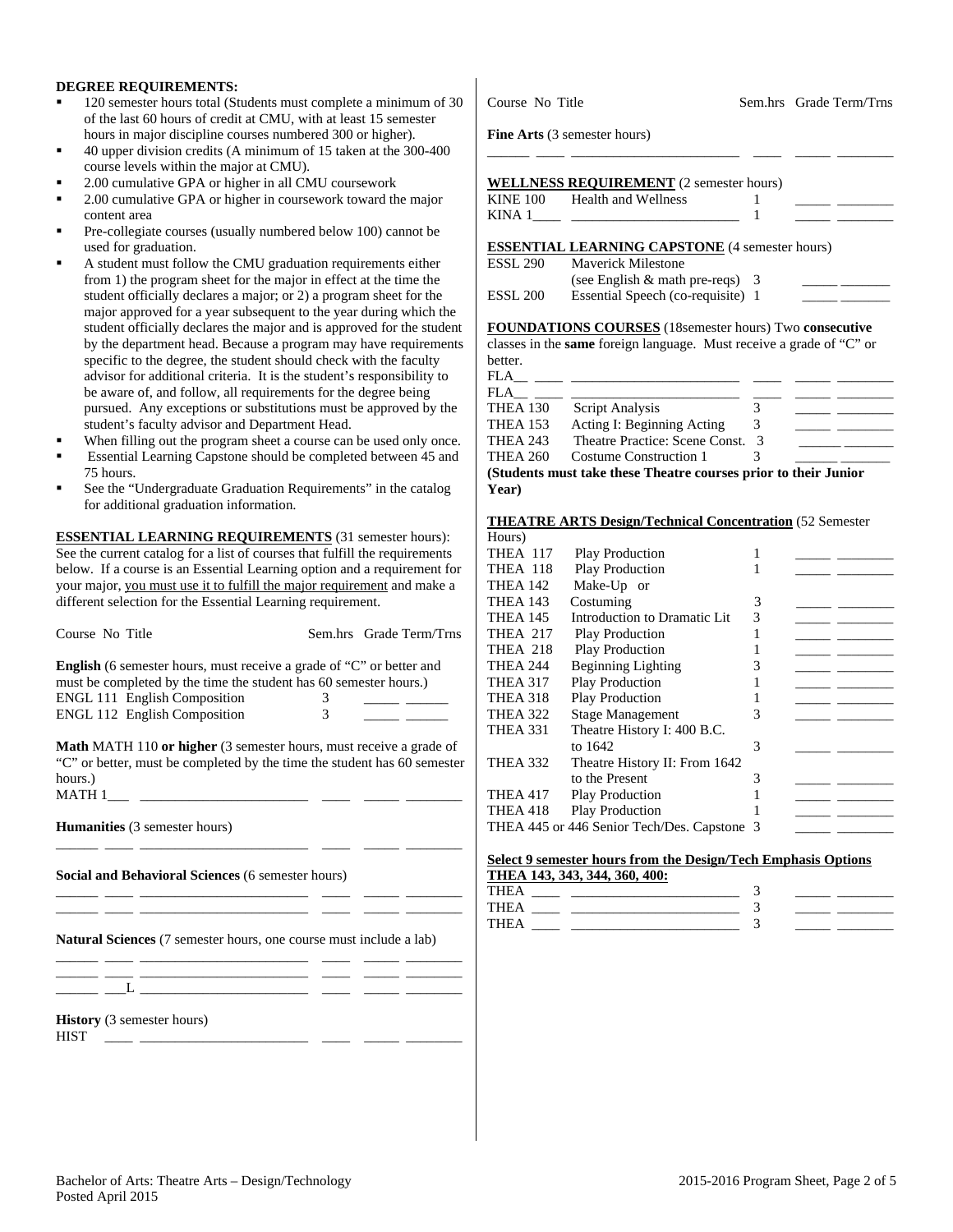**DEGREE REQUIREMENTS:**

- 120 semester hours total (Students must complete a minimum of 30 of the last 60 hours of credit at CMU, with at least 15 semester hours in major discipline courses numbered 300 or higher).
- 40 upper division credits (A minimum of 15 taken at the 300-400 course levels within the major at CMU).
- 2.00 cumulative GPA or higher in all CMU coursework
- 2.00 cumulative GPA or higher in coursework toward the major content area
- Pre-collegiate courses (usually numbered below 100) cannot be used for graduation.
- A student must follow the CMU graduation requirements either from 1) the program sheet for the major in effect at the time the student officially declares a major; or 2) a program sheet for the major approved for a year subsequent to the year during which the student officially declares the major and is approved for the student by the department head. Because a program may have requirements specific to the degree, the student should check with the faculty advisor for additional criteria. It is the student's responsibility to be aware of, and follow, all requirements for the degree being pursued. Any exceptions or substitutions must be approved by the student's faculty advisor and Department Head.
- When filling out the program sheet a course can be used only once.
- Essential Learning Capstone should be completed between 45 and 75 hours.
- See the "Undergraduate Graduation Requirements" in the catalog for additional graduation information.

**ESSENTIAL LEARNING REQUIREMENTS** (31 semester hours): See the current catalog for a list of courses that fulfill the requirements below. If a course is an Essential Learning option and a requirement for your major, you must use it to fulfill the major requirement and make a different selection for the Essential Learning requirement.

| Course No | Title | Sem.hrs | Grade | Term/Trns |
|---|---|---|---|---|
| **English** (6 semester hours, must receive a grade of "C" or better and must be completed by the time the student has 60 semester hours.) | | | | |
| ENGL 111 | English Composition | 3 | _____ | ______ |
| ENGL 112 | English Composition | 3 | _____ | ______ |
| **Math** MATH 110 **or higher** (3 semester hours, must receive a grade of "C" or better, must be completed by the time the student has 60 semester hours.) | | | | |
| MATH 1___ | ________________________ | ____ | _____ | ________ |
| **Humanities** (3 semester hours) | | | | |
| ______ ____ | ________________________ | ____ | _____ | ________ |
| **Social and Behavioral Sciences** (6 semester hours) | | | | |
| ______ ____ | ________________________ | ____ | _____ | ________ |
| ______ ____ | ________________________ | ____ | _____ | ________ |
| **Natural Sciences** (7 semester hours, one course must include a lab) | | | | |
| ______ ____ | ________________________ | ____ | _____ | ________ |
| ______ ____ | ________________________ | ____ | _____ | ________ |
| ______ ___L | ________________________ | ____ | _____ | ________ |
| **History** (3 semester hours) | | | | |
| HIST ____ | ________________________ | ____ | _____ | ________ |

| Course No | Title | Sem.hrs | Grade | Term/Trns |
|---|---|---|---|---|
| **Fine Arts** (3 semester hours) | | | | |
| ______ ____ | ________________________ | ____ | _____ | ________ |
| **WELLNESS REQUIREMENT** (2 semester hours) | | | | |
| KINE 100 | Health and Wellness | 1 | _____ | ________ |
| KINA 1____ | ________________________ | 1 | _____ | ________ |
| **ESSENTIAL LEARNING CAPSTONE** (4 semester hours) | | | | |
| ESSL 290 | Maverick Milestone (see English & math pre-reqs) | 3 | _____ | _______ |
| ESSL 200 | Essential Speech (co-requisite) | 1 | _____ | _______ |

**FOUNDATIONS COURSES** (18semester hours) Two **consecutive** classes in the **same** foreign language. Must receive a grade of "C" or better.

| Course No | Title | Sem.hrs | Grade | Term/Trns |
|---|---|---|---|---|
| FLA__ ____ | ________________________ | ____ | _____ | ________ |
| FLA__ ____ | ________________________ | ____ | _____ | ________ |
| THEA 130 | Script Analysis | 3 | _____ | ________ |
| THEA 153 | Acting I: Beginning Acting | 3 | _____ | ________ |
| THEA 243 | Theatre Practice: Scene Const. | 3 | _____ | _______ |
| THEA 260 | Costume Construction 1 | 3 | _____ | _______ |

**(Students must take these Theatre courses prior to their Junior Year)**

**THEATRE ARTS Design/Technical Concentration** (52 Semester Hours)

| Course No | Title | Sem.hrs | Grade | Term/Trns |
|---|---|---|---|---|
| THEA 117 | Play Production | 1 | _____ | ________ |
| THEA 118 | Play Production | 1 | _____ | ________ |
| THEA 142 | Make-Up or | | | |
| THEA 143 | Costuming | 3 | _____ | ________ |
| THEA 145 | Introduction to Dramatic Lit | 3 | _____ | ________ |
| THEA 217 | Play Production | 1 | _____ | ________ |
| THEA 218 | Play Production | 1 | _____ | ________ |
| THEA 244 | Beginning Lighting | 3 | _____ | ________ |
| THEA 317 | Play Production | 1 | _____ | ________ |
| THEA 318 | Play Production | 1 | _____ | ________ |
| THEA 322 | Stage Management | 3 | _____ | ________ |
| THEA 331 | Theatre History I: 400 B.C. to 1642 | 3 | _____ | ________ |
| THEA 332 | Theatre History II: From 1642 to the Present | 3 | _____ | ________ |
| THEA 417 | Play Production | 1 | _____ | ________ |
| THEA 418 | Play Production | 1 | _____ | ________ |
| THEA 445 or 446 | Senior Tech/Des. Capstone | 3 | _____ | ________ |

**Select 9 semester hours from the Design/Tech Emphasis Options THEA 143, 343, 344, 360, 400:**

| Course No | Title | Sem.hrs | Grade | Term/Trns |
|---|---|---|---|---|
| THEA ____ | ________________________ | 3 | _____ | ________ |
| THEA ____ | ________________________ | 3 | _____ | ________ |
| THEA ____ | ________________________ | 3 | _____ | ________ |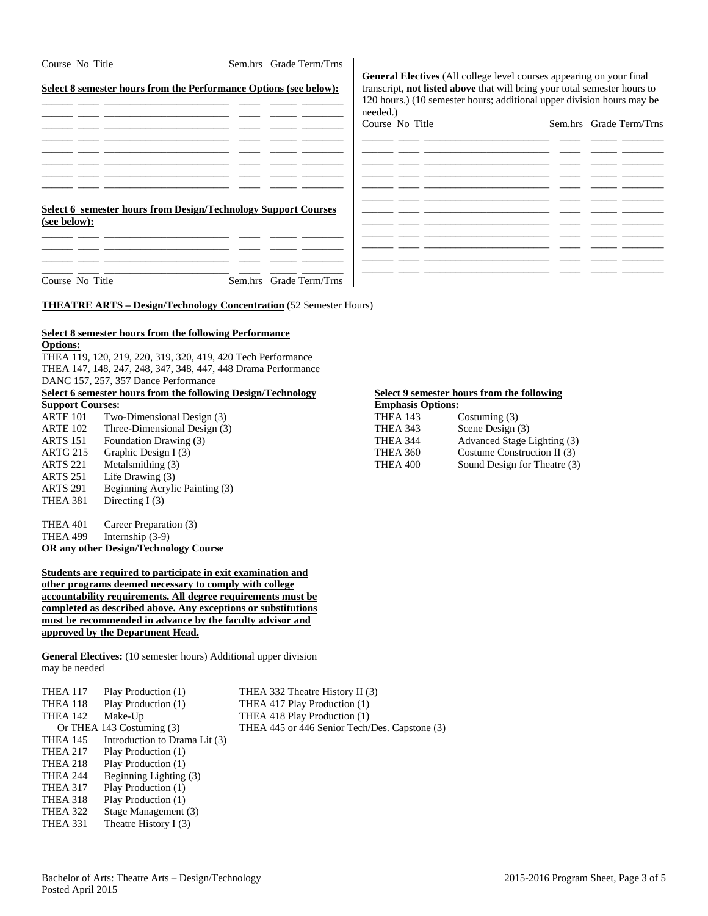Course No Title Sem.hrs Grade Term/Trns

**Select 8 semester hours from the Performance Options (see below):**

| Course | No | Title | Sem.hrs | Grade | Term/Trns |
|---|---|---|---|---|---|
| | | | | | |
| | | | | | |
| | | | | | |
| | | | | | |
| | | | | | |
| | | | | | |
| | | | | | |
| | | | | | |

**Select 6 semester hours from Design/Technology Support Courses (see below):**

| Course | No | Title | Sem.hrs | Grade | Term/Trns |
|---|---|---|---|---|---|
| | | | | | |
| | | | | | |
| | | | | | |
| | | | | | |

**General Electives** (All college level courses appearing on your final transcript, **not listed above** that will bring your total semester hours to 120 hours.) (10 semester hours; additional upper division hours may be needed.)

| Course | No | Title | Sem.hrs | Grade | Term/Trns |
|---|---|---|---|---|---|
| | | | | | |
| | | | | | |
| | | | | | |
| | | | | | |
| | | | | | |
| | | | | | |
| | | | | | |
| | | | | | |
| | | | | | |
| | | | | | |
| | | | | | |
| | | | | | |

**THEATRE ARTS – Design/Technology Concentration** (52 Semester Hours)

**Select 8 semester hours from the following Performance Options:**

THEA 119, 120, 219, 220, 319, 320, 419, 420 Tech Performance
THEA 147, 148, 247, 248, 347, 348, 447, 448 Drama Performance
DANC 157, 257, 357 Dance Performance

**Select 6 semester hours from the following Design/Technology Support Courses:**

- ARTE 101 Two-Dimensional Design (3)
- ARTE 102 Three-Dimensional Design (3)
- ARTS 151 Foundation Drawing (3)
- ARTG 215 Graphic Design I (3)
- ARTS 221 Metalsmithing (3)
- ARTS 251 Life Drawing (3)
- ARTS 291 Beginning Acrylic Painting (3)
- THEA 381 Directing I (3)

- THEA 401 Career Preparation (3)
- THEA 499 Internship (3-9)

**OR any other Design/Technology Course**

**Select 9 semester hours from the following Emphasis Options:**

- THEA 143 Costuming (3)
- THEA 343 Scene Design (3)
- THEA 344 Advanced Stage Lighting (3)
- THEA 360 Costume Construction II (3)
- THEA 400 Sound Design for Theatre (3)

**Students are required to participate in exit examination and other programs deemed necessary to comply with college accountability requirements. All degree requirements must be completed as described above. Any exceptions or substitutions must be recommended in advance by the faculty advisor and approved by the Department Head.**

**General Electives:** (10 semester hours) Additional upper division may be needed

- THEA 117 Play Production (1)
- THEA 118 Play Production (1)
- THEA 142 Make-Up
  Or THEA 143 Costuming (3)
- THEA 145 Introduction to Drama Lit (3)
- THEA 217 Play Production (1)
- THEA 218 Play Production (1)
- THEA 244 Beginning Lighting (3)
- THEA 317 Play Production (1)
- THEA 318 Play Production (1)
- THEA 322 Stage Management (3)
- THEA 331 Theatre History I (3)
- THEA 332 Theatre History II (3)
- THEA 417 Play Production (1)
- THEA 418 Play Production (1)
- THEA 445 or 446 Senior Tech/Des. Capstone (3)

Bachelor of Arts: Theatre Arts – Design/Technology
Posted April 2015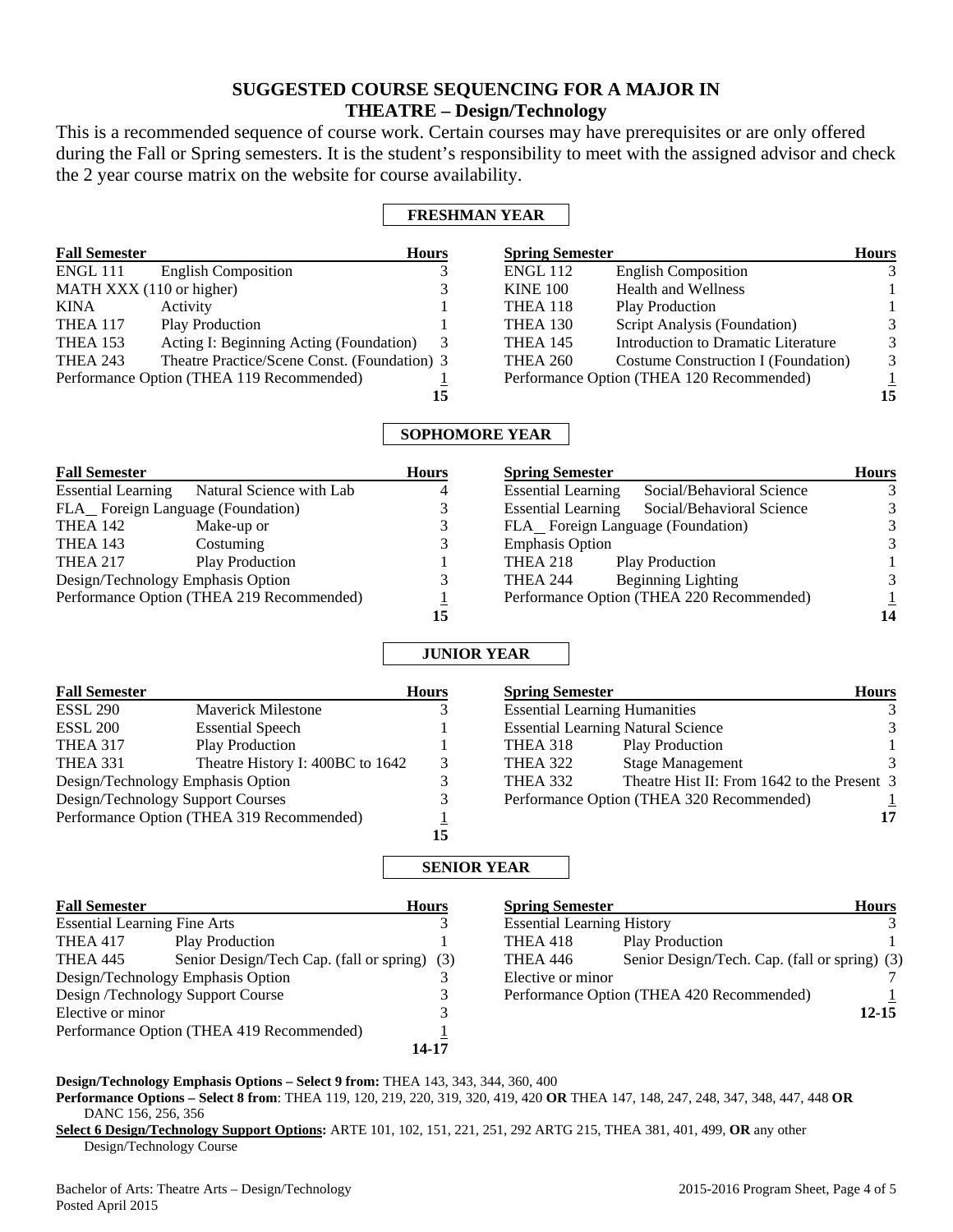## SUGGESTED COURSE SEQUENCING FOR A MAJOR IN THEATRE – Design/Technology

This is a recommended sequence of course work. Certain courses may have prerequisites or are only offered during the Fall or Spring semesters. It is the student's responsibility to meet with the assigned advisor and check the 2 year course matrix on the website for course availability.

### FRESHMAN YEAR

| Fall Semester | | Hours |
|---|---|---|
| ENGL 111 | English Composition | 3 |
| MATH XXX (110 or higher) | | 3 |
| KINA | Activity | 1 |
| THEA 117 | Play Production | 1 |
| THEA 153 | Acting I: Beginning Acting (Foundation) | 3 |
| THEA 243 | Theatre Practice/Scene Const. (Foundation) | 3 |
| Performance Option (THEA 119 Recommended) | | 1 |
| | | **15** |

| Spring Semester | | Hours |
|---|---|---|
| ENGL 112 | English Composition | 3 |
| KINE 100 | Health and Wellness | 1 |
| THEA 118 | Play Production | 1 |
| THEA 130 | Script Analysis (Foundation) | 3 |
| THEA 145 | Introduction to Dramatic Literature | 3 |
| THEA 260 | Costume Construction I (Foundation) | 3 |
| Performance Option (THEA 120 Recommended) | | 1 |
| | | **15** |

### SOPHOMORE YEAR

| Fall Semester | | Hours |
|---|---|---|
| Essential Learning | Natural Science with Lab | 4 |
| FLA_ Foreign Language (Foundation) | | 3 |
| THEA 142 | Make-up or | 3 |
| THEA 143 | Costuming | 3 |
| THEA 217 | Play Production | 1 |
| Design/Technology Emphasis Option | | 3 |
| Performance Option (THEA 219 Recommended) | | 1 |
| | | **15** |

| Spring Semester | | Hours |
|---|---|---|
| Essential Learning | Social/Behavioral Science | 3 |
| Essential Learning | Social/Behavioral Science | 3 |
| FLA_ Foreign Language (Foundation) | | 3 |
| Emphasis Option | | 3 |
| THEA 218 | Play Production | 1 |
| THEA 244 | Beginning Lighting | 3 |
| Performance Option (THEA 220 Recommended) | | 1 |
| | | **14** |

### JUNIOR YEAR

| Fall Semester | | Hours |
|---|---|---|
| ESSL 290 | Maverick Milestone | 3 |
| ESSL 200 | Essential Speech | 1 |
| THEA 317 | Play Production | 1 |
| THEA 331 | Theatre History I: 400BC to 1642 | 3 |
| Design/Technology Emphasis Option | | 3 |
| Design/Technology Support Courses | | 3 |
| Performance Option (THEA 319 Recommended) | | 1 |
| | | **15** |

| Spring Semester | | Hours |
|---|---|---|
| Essential Learning Humanities | | 3 |
| Essential Learning Natural Science | | 3 |
| THEA 318 | Play Production | 1 |
| THEA 322 | Stage Management | 3 |
| THEA 332 | Theatre Hist II: From 1642 to the Present | 3 |
| Performance Option (THEA 320 Recommended) | | 1 |
| | | **17** |

### SENIOR YEAR

| Fall Semester | | Hours |
|---|---|---|
| Essential Learning Fine Arts | | 3 |
| THEA 417 | Play Production | 1 |
| THEA 445 | Senior Design/Tech Cap. (fall or spring) | (3) |
| Design/Technology Emphasis Option | | 3 |
| Design /Technology Support Course | | 3 |
| Elective or minor | | 3 |
| Performance Option (THEA 419 Recommended) | | 1 |
| | | **14-17** |

| Spring Semester | | Hours |
|---|---|---|
| Essential Learning History | | 3 |
| THEA 418 | Play Production | 1 |
| THEA 446 | Senior Design/Tech. Cap. (fall or spring) | (3) |
| Elective or minor | | 7 |
| Performance Option (THEA 420 Recommended) | | 1 |
| | | **12-15** |

**Design/Technology Emphasis Options – Select 9 from:** THEA 143, 343, 344, 360, 400

**Performance Options – Select 8 from**: THEA 119, 120, 219, 220, 319, 320, 419, 420 **OR** THEA 147, 148, 247, 248, 347, 348, 447, 448 **OR** DANC 156, 256, 356

**Select 6 Design/Technology Support Options:** ARTE 101, 102, 151, 221, 251, 292 ARTG 215, THEA 381, 401, 499, **OR** any other Design/Technology Course

Bachelor of Arts: Theatre Arts – Design/Technology
Posted April 2015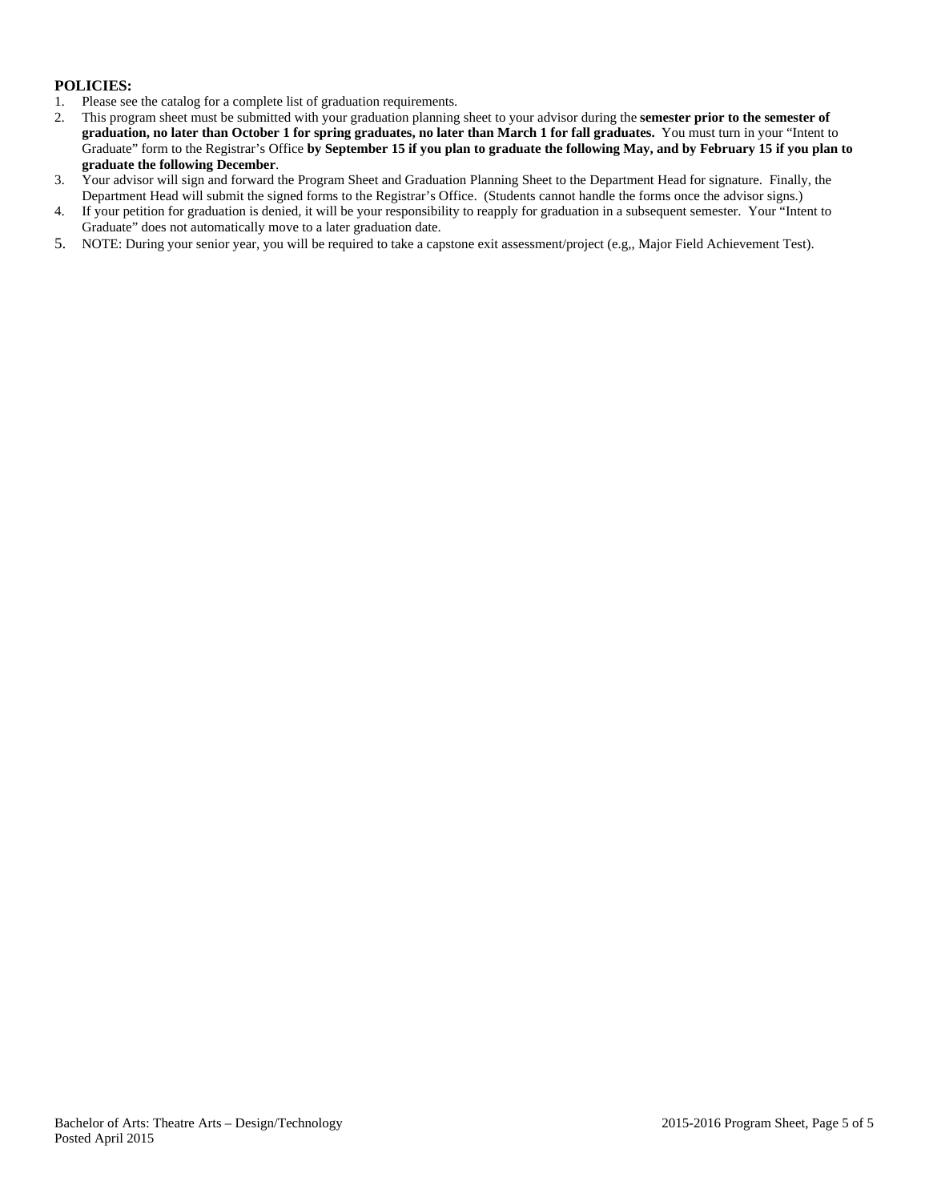**POLICIES:**

1. Please see the catalog for a complete list of graduation requirements.
2. This program sheet must be submitted with your graduation planning sheet to your advisor during the **semester prior to the semester of graduation, no later than October 1 for spring graduates, no later than March 1 for fall graduates.** You must turn in your "Intent to Graduate" form to the Registrar's Office **by September 15 if you plan to graduate the following May, and by February 15 if you plan to graduate the following December**.
3. Your advisor will sign and forward the Program Sheet and Graduation Planning Sheet to the Department Head for signature. Finally, the Department Head will submit the signed forms to the Registrar's Office. (Students cannot handle the forms once the advisor signs.)
4. If your petition for graduation is denied, it will be your responsibility to reapply for graduation in a subsequent semester. Your "Intent to Graduate" does not automatically move to a later graduation date.
5. NOTE: During your senior year, you will be required to take a capstone exit assessment/project (e.g,, Major Field Achievement Test).